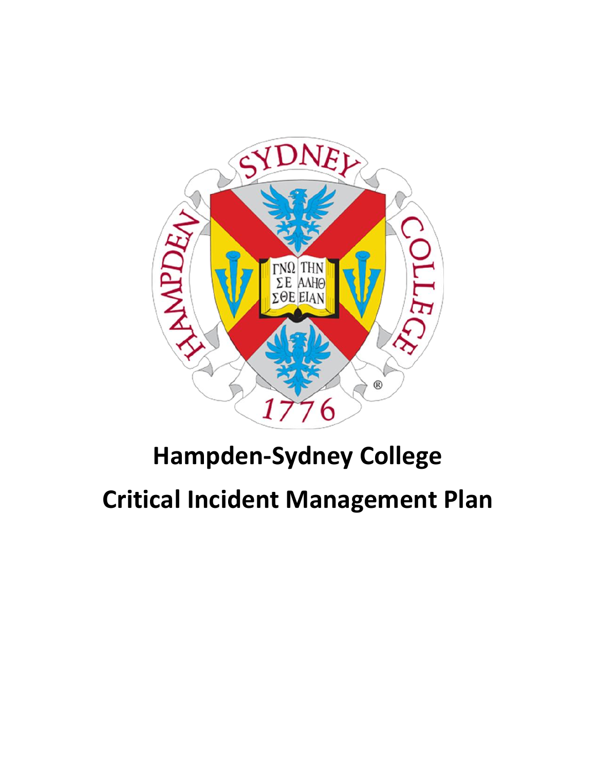# Hampden-Sydney College

# Critical Incident Management Plan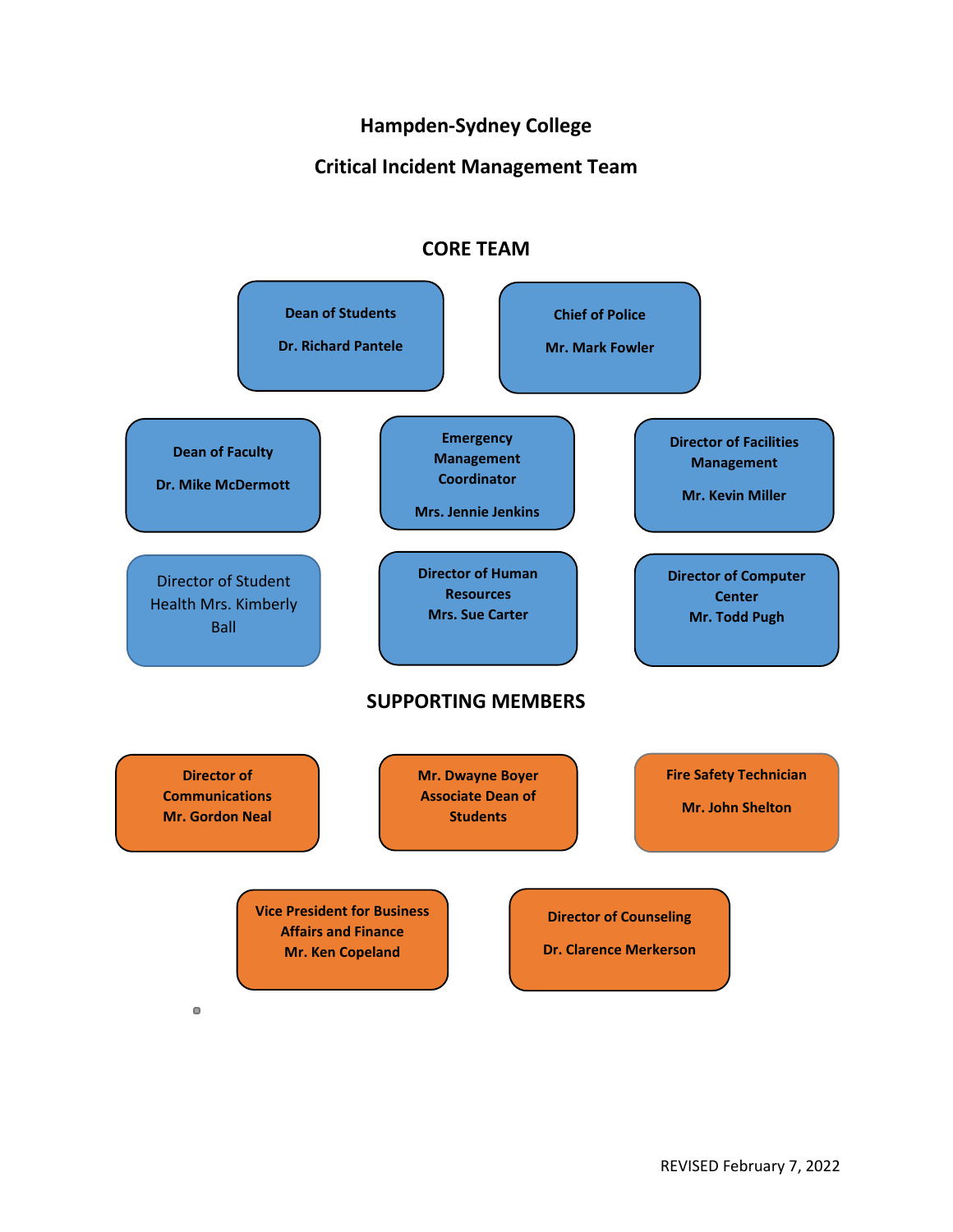# Hampden-Sydney College

## Critical Incident Management Team

### CORE TEAM

**Dean of Students**
**Dr. Richard Pantele**

**Chief of Police**
**Mr. Mark Fowler**

**Dean of Faculty**
**Dr. Mike McDermott**

**Emergency Management Coordinator**
**Mrs. Jennie Jenkins**

**Director of Facilities Management**
**Mr. Kevin Miller**

Director of Student Health Mrs. Kimberly Ball

**Director of Human Resources**
**Mrs. Sue Carter**

**Director of Computer Center**
**Mr. Todd Pugh**

### SUPPORTING MEMBERS

**Director of Communications**
**Mr. Gordon Neal**

**Mr. Dwayne Boyer**
**Associate Dean of Students**

**Fire Safety Technician**
**Mr. John Shelton**

**Vice President for Business Affairs and Finance**
**Mr. Ken Copeland**

**Director of Counseling**
**Dr. Clarence Merkerson**

REVISED February 7, 2022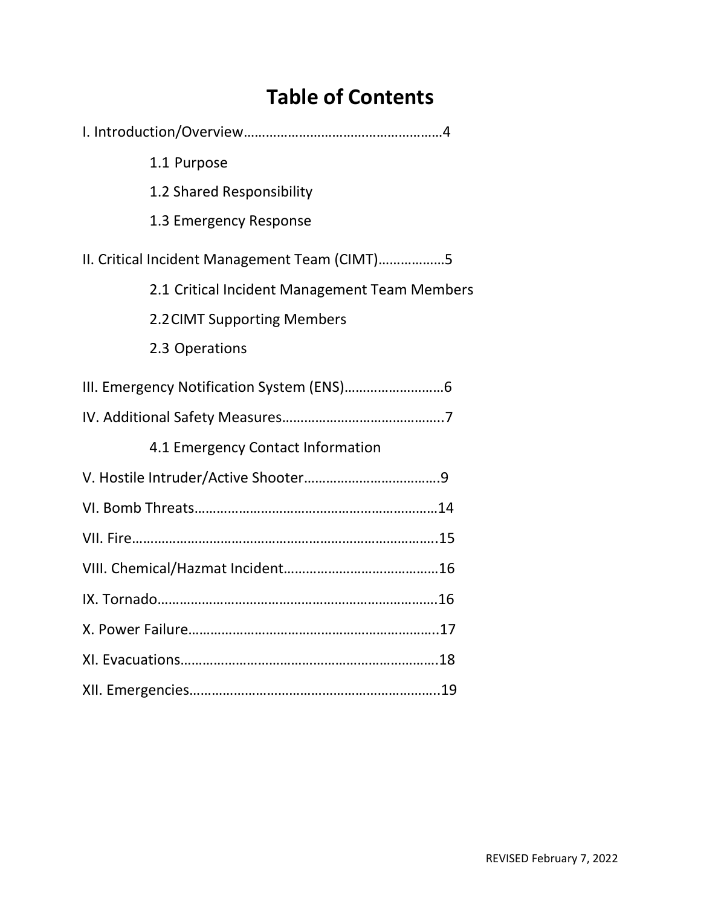# Table of Contents

I. Introduction/Overview……………………………………………4

- 1.1 Purpose
- 1.2 Shared Responsibility
- 1.3 Emergency Response

II. Critical Incident Management Team (CIMT)………………5

- 2.1 Critical Incident Management Team Members
- 2.2 CIMT Supporting Members
- 2.3 Operations

III. Emergency Notification System (ENS)………………………6

IV. Additional Safety Measures……………………………………..7

- 4.1 Emergency Contact Information

V. Hostile Intruder/Active Shooter……………………………….9

VI. Bomb Threats…………………………………………………………14

VII. Fire…………………………………………………………………….15

VIII. Chemical/Hazmat Incident……………………………………16

IX. Tornado……………………………………………………………….16

X. Power Failure…………………………………………………………..17

XI. Evacuations…………………………………………………………..18

XII. Emergencies………………………………………………………….19

REVISED February 7, 2022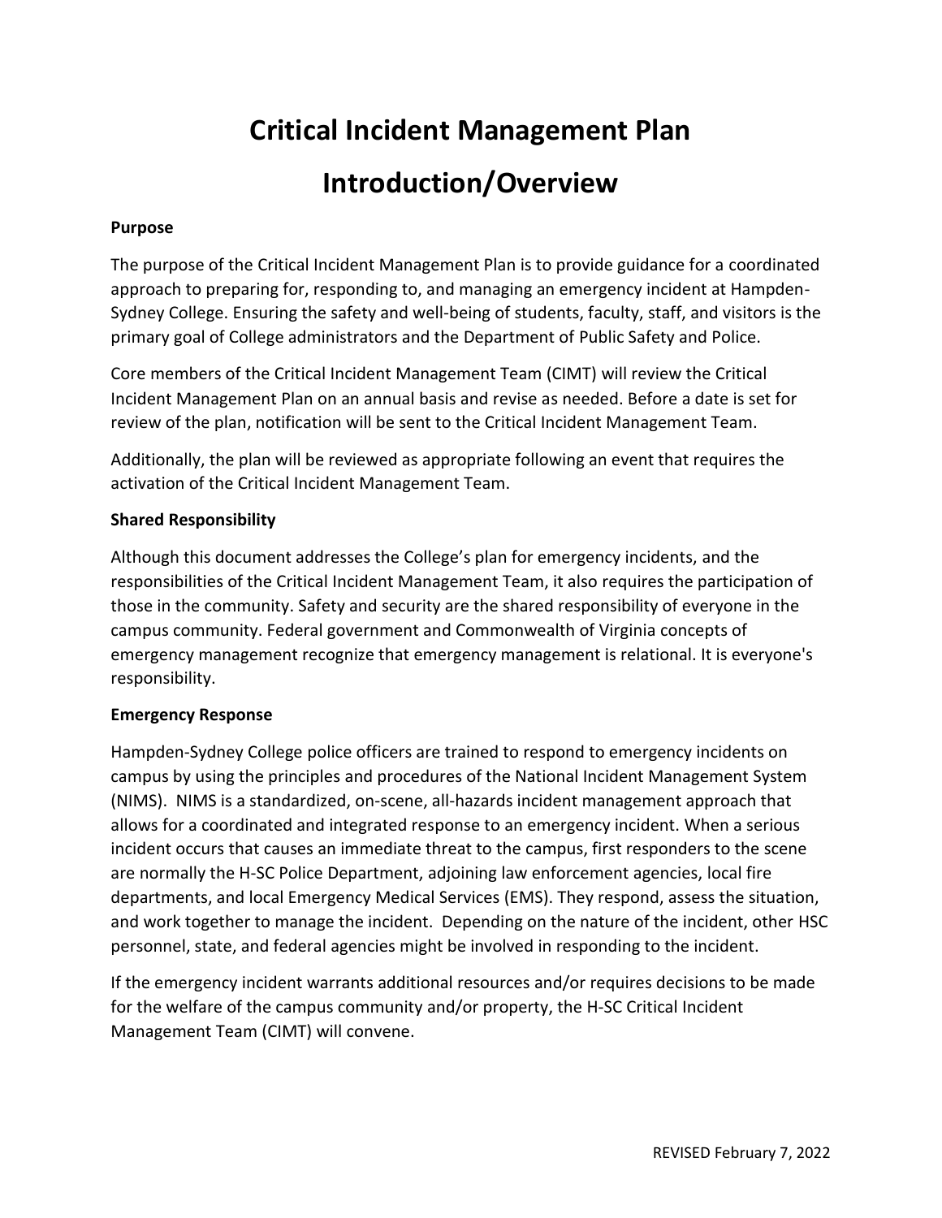# Critical Incident Management Plan

# Introduction/Overview

**Purpose**

The purpose of the Critical Incident Management Plan is to provide guidance for a coordinated approach to preparing for, responding to, and managing an emergency incident at Hampden-Sydney College. Ensuring the safety and well-being of students, faculty, staff, and visitors is the primary goal of College administrators and the Department of Public Safety and Police.

Core members of the Critical Incident Management Team (CIMT) will review the Critical Incident Management Plan on an annual basis and revise as needed. Before a date is set for review of the plan, notification will be sent to the Critical Incident Management Team.

Additionally, the plan will be reviewed as appropriate following an event that requires the activation of the Critical Incident Management Team.

**Shared Responsibility**

Although this document addresses the College's plan for emergency incidents, and the responsibilities of the Critical Incident Management Team, it also requires the participation of those in the community. Safety and security are the shared responsibility of everyone in the campus community. Federal government and Commonwealth of Virginia concepts of emergency management recognize that emergency management is relational. It is everyone's responsibility.

**Emergency Response**

Hampden-Sydney College police officers are trained to respond to emergency incidents on campus by using the principles and procedures of the National Incident Management System (NIMS). NIMS is a standardized, on-scene, all-hazards incident management approach that allows for a coordinated and integrated response to an emergency incident. When a serious incident occurs that causes an immediate threat to the campus, first responders to the scene are normally the H-SC Police Department, adjoining law enforcement agencies, local fire departments, and local Emergency Medical Services (EMS). They respond, assess the situation, and work together to manage the incident. Depending on the nature of the incident, other HSC personnel, state, and federal agencies might be involved in responding to the incident.

If the emergency incident warrants additional resources and/or requires decisions to be made for the welfare of the campus community and/or property, the H-SC Critical Incident Management Team (CIMT) will convene.

REVISED February 7, 2022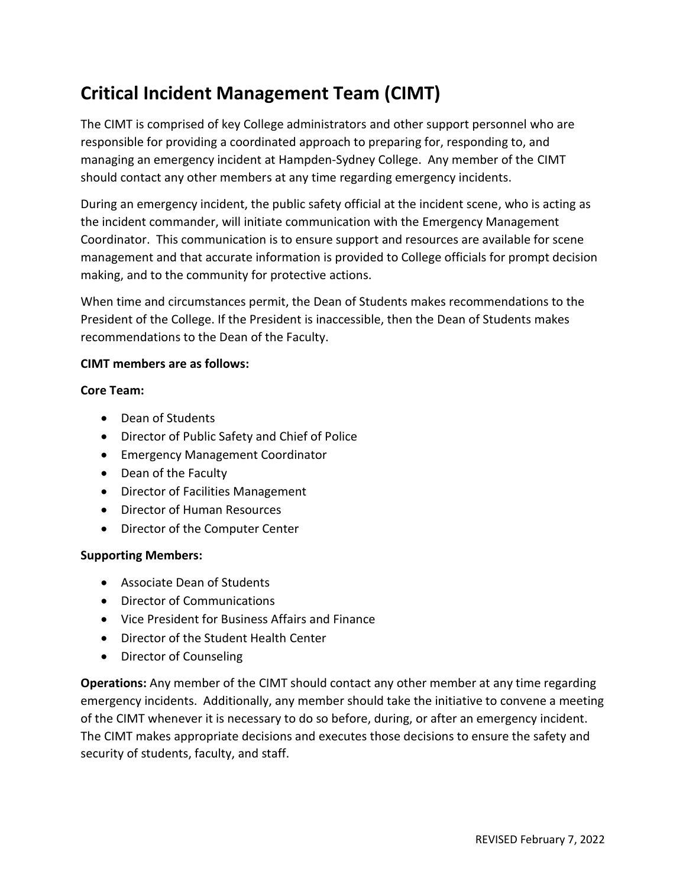# Critical Incident Management Team (CIMT)

The CIMT is comprised of key College administrators and other support personnel who are responsible for providing a coordinated approach to preparing for, responding to, and managing an emergency incident at Hampden-Sydney College. Any member of the CIMT should contact any other members at any time regarding emergency incidents.

During an emergency incident, the public safety official at the incident scene, who is acting as the incident commander, will initiate communication with the Emergency Management Coordinator. This communication is to ensure support and resources are available for scene management and that accurate information is provided to College officials for prompt decision making, and to the community for protective actions.

When time and circumstances permit, the Dean of Students makes recommendations to the President of the College. If the President is inaccessible, then the Dean of Students makes recommendations to the Dean of the Faculty.

**CIMT members are as follows:**

**Core Team:**

- Dean of Students
- Director of Public Safety and Chief of Police
- Emergency Management Coordinator
- Dean of the Faculty
- Director of Facilities Management
- Director of Human Resources
- Director of the Computer Center

**Supporting Members:**

- Associate Dean of Students
- Director of Communications
- Vice President for Business Affairs and Finance
- Director of the Student Health Center
- Director of Counseling

**Operations:** Any member of the CIMT should contact any other member at any time regarding emergency incidents. Additionally, any member should take the initiative to convene a meeting of the CIMT whenever it is necessary to do so before, during, or after an emergency incident. The CIMT makes appropriate decisions and executes those decisions to ensure the safety and security of students, faculty, and staff.

REVISED February 7, 2022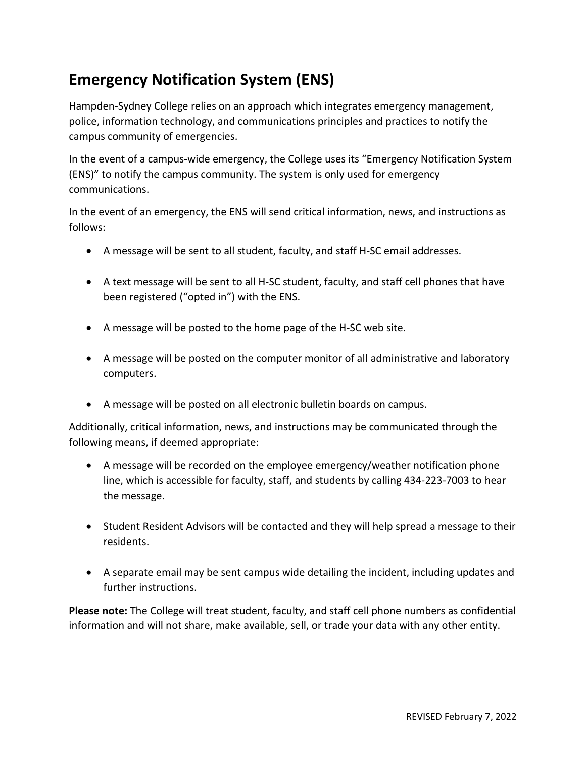## Emergency Notification System (ENS)

Hampden-Sydney College relies on an approach which integrates emergency management, police, information technology, and communications principles and practices to notify the campus community of emergencies.

In the event of a campus-wide emergency, the College uses its "Emergency Notification System (ENS)" to notify the campus community. The system is only used for emergency communications.

In the event of an emergency, the ENS will send critical information, news, and instructions as follows:

- A message will be sent to all student, faculty, and staff H-SC email addresses.
- A text message will be sent to all H-SC student, faculty, and staff cell phones that have been registered ("opted in") with the ENS.
- A message will be posted to the home page of the H-SC web site.
- A message will be posted on the computer monitor of all administrative and laboratory computers.
- A message will be posted on all electronic bulletin boards on campus.

Additionally, critical information, news, and instructions may be communicated through the following means, if deemed appropriate:

- A message will be recorded on the employee emergency/weather notification phone line, which is accessible for faculty, staff, and students by calling 434-223-7003 to hear the message.
- Student Resident Advisors will be contacted and they will help spread a message to their residents.
- A separate email may be sent campus wide detailing the incident, including updates and further instructions.

**Please note:** The College will treat student, faculty, and staff cell phone numbers as confidential information and will not share, make available, sell, or trade your data with any other entity.

REVISED February 7, 2022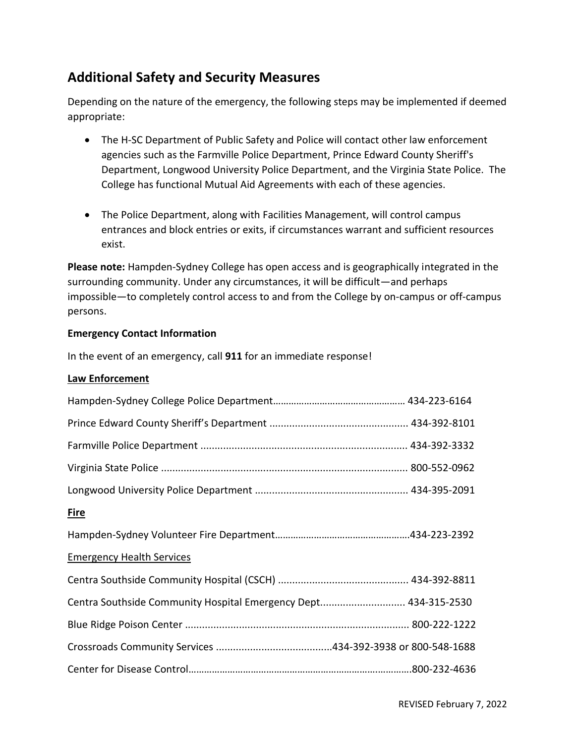## Additional Safety and Security Measures

Depending on the nature of the emergency, the following steps may be implemented if deemed appropriate:

- The H-SC Department of Public Safety and Police will contact other law enforcement agencies such as the Farmville Police Department, Prince Edward County Sheriff's Department, Longwood University Police Department, and the Virginia State Police. The College has functional Mutual Aid Agreements with each of these agencies.
- The Police Department, along with Facilities Management, will control campus entrances and block entries or exits, if circumstances warrant and sufficient resources exist.

**Please note:** Hampden-Sydney College has open access and is geographically integrated in the surrounding community. Under any circumstances, it will be difficult—and perhaps impossible—to completely control access to and from the College by on-campus or off-campus persons.

**Emergency Contact Information**

In the event of an emergency, call **911** for an immediate response!

**Law Enforcement**

Hampden-Sydney College Police Department………………………………………… 434-223-6164

Prince Edward County Sheriff's Department ................................................ 434-392-8101

Farmville Police Department ........................................................................ 434-392-3332

Virginia State Police ...................................................................................... 800-552-0962

Longwood University Police Department ...................................................... 434-395-2091

**Fire**

Hampden-Sydney Volunteer Fire Department……………………………………………434-223-2392

Emergency Health Services

Centra Southside Community Hospital (CSCH) ............................................. 434-392-8811

Centra Southside Community Hospital Emergency Dept............................. 434-315-2530

Blue Ridge Poison Center .............................................................................. 800-222-1222

Crossroads Community Services .........................................434-392-3938 or 800-548-1688

Center for Disease Control……………………………………………………………………………800-232-4636

REVISED February 7, 2022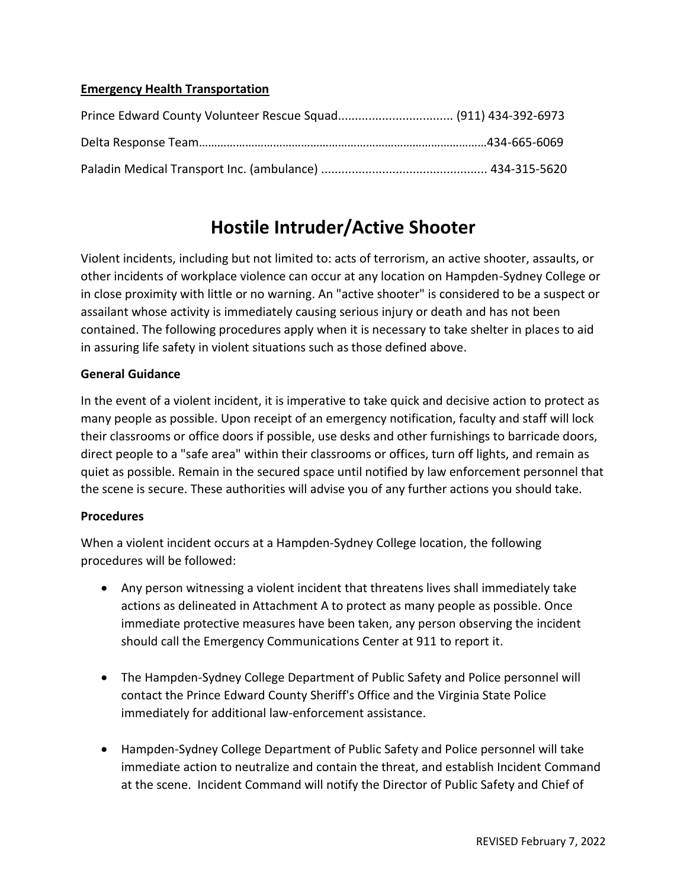**Emergency Health Transportation**

Prince Edward County Volunteer Rescue Squad................................. (911) 434-392-6973

Delta Response Team……………………………………………………………………………………434-665-6069

Paladin Medical Transport Inc. (ambulance) ................................................ 434-315-5620

# Hostile Intruder/Active Shooter

Violent incidents, including but not limited to: acts of terrorism, an active shooter, assaults, or other incidents of workplace violence can occur at any location on Hampden-Sydney College or in close proximity with little or no warning. An "active shooter" is considered to be a suspect or assailant whose activity is immediately causing serious injury or death and has not been contained. The following procedures apply when it is necessary to take shelter in places to aid in assuring life safety in violent situations such as those defined above.

**General Guidance**

In the event of a violent incident, it is imperative to take quick and decisive action to protect as many people as possible. Upon receipt of an emergency notification, faculty and staff will lock their classrooms or office doors if possible, use desks and other furnishings to barricade doors, direct people to a "safe area" within their classrooms or offices, turn off lights, and remain as quiet as possible. Remain in the secured space until notified by law enforcement personnel that the scene is secure. These authorities will advise you of any further actions you should take.

**Procedures**

When a violent incident occurs at a Hampden-Sydney College location, the following procedures will be followed:

- Any person witnessing a violent incident that threatens lives shall immediately take actions as delineated in Attachment A to protect as many people as possible. Once immediate protective measures have been taken, any person observing the incident should call the Emergency Communications Center at 911 to report it.
- The Hampden-Sydney College Department of Public Safety and Police personnel will contact the Prince Edward County Sheriff's Office and the Virginia State Police immediately for additional law-enforcement assistance.
- Hampden-Sydney College Department of Public Safety and Police personnel will take immediate action to neutralize and contain the threat, and establish Incident Command at the scene. Incident Command will notify the Director of Public Safety and Chief of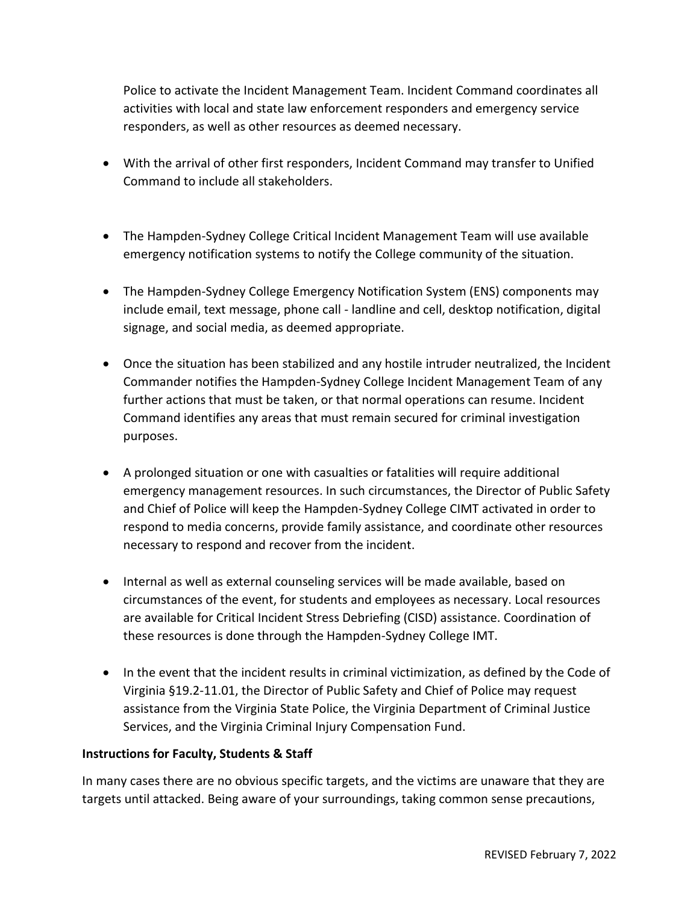Police to activate the Incident Management Team. Incident Command coordinates all activities with local and state law enforcement responders and emergency service responders, as well as other resources as deemed necessary.

- With the arrival of other first responders, Incident Command may transfer to Unified Command to include all stakeholders.

- The Hampden-Sydney College Critical Incident Management Team will use available emergency notification systems to notify the College community of the situation.

- The Hampden-Sydney College Emergency Notification System (ENS) components may include email, text message, phone call - landline and cell, desktop notification, digital signage, and social media, as deemed appropriate.

- Once the situation has been stabilized and any hostile intruder neutralized, the Incident Commander notifies the Hampden-Sydney College Incident Management Team of any further actions that must be taken, or that normal operations can resume. Incident Command identifies any areas that must remain secured for criminal investigation purposes.

- A prolonged situation or one with casualties or fatalities will require additional emergency management resources. In such circumstances, the Director of Public Safety and Chief of Police will keep the Hampden-Sydney College CIMT activated in order to respond to media concerns, provide family assistance, and coordinate other resources necessary to respond and recover from the incident.

- Internal as well as external counseling services will be made available, based on circumstances of the event, for students and employees as necessary. Local resources are available for Critical Incident Stress Debriefing (CISD) assistance. Coordination of these resources is done through the Hampden-Sydney College IMT.

- In the event that the incident results in criminal victimization, as defined by the Code of Virginia §19.2-11.01, the Director of Public Safety and Chief of Police may request assistance from the Virginia State Police, the Virginia Department of Criminal Justice Services, and the Virginia Criminal Injury Compensation Fund.

**Instructions for Faculty, Students & Staff**

In many cases there are no obvious specific targets, and the victims are unaware that they are targets until attacked. Being aware of your surroundings, taking common sense precautions,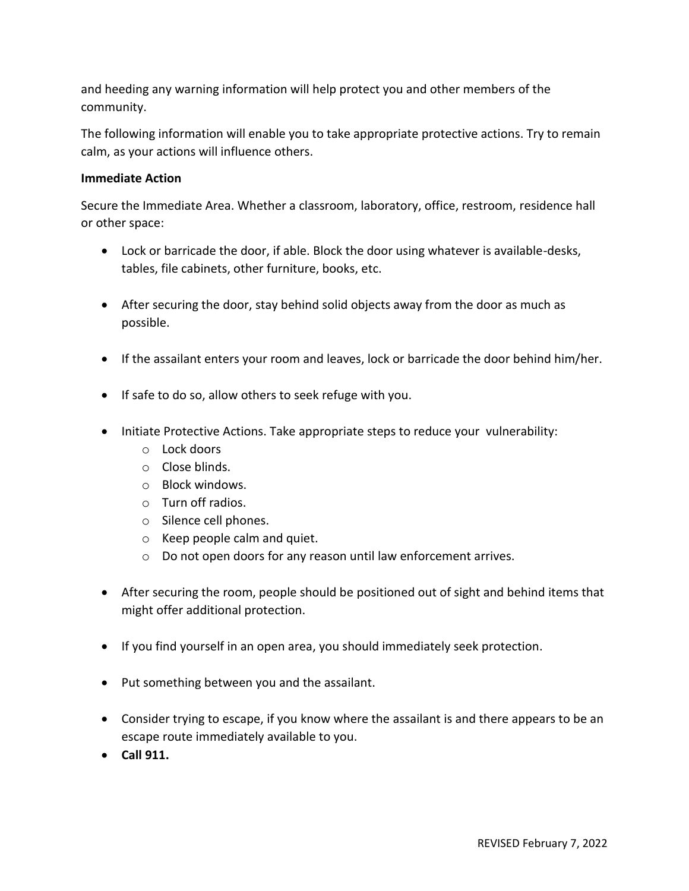and heeding any warning information will help protect you and other members of the community.

The following information will enable you to take appropriate protective actions. Try to remain calm, as your actions will influence others.

**Immediate Action**

Secure the Immediate Area. Whether a classroom, laboratory, office, restroom, residence hall or other space:

- Lock or barricade the door, if able. Block the door using whatever is available-desks, tables, file cabinets, other furniture, books, etc.
- After securing the door, stay behind solid objects away from the door as much as possible.
- If the assailant enters your room and leaves, lock or barricade the door behind him/her.
- If safe to do so, allow others to seek refuge with you.
- Initiate Protective Actions. Take appropriate steps to reduce your vulnerability:
  - Lock doors
  - Close blinds.
  - Block windows.
  - Turn off radios.
  - Silence cell phones.
  - Keep people calm and quiet.
  - Do not open doors for any reason until law enforcement arrives.
- After securing the room, people should be positioned out of sight and behind items that might offer additional protection.
- If you find yourself in an open area, you should immediately seek protection.
- Put something between you and the assailant.
- Consider trying to escape, if you know where the assailant is and there appears to be an escape route immediately available to you.
- **Call 911.**

REVISED February 7, 2022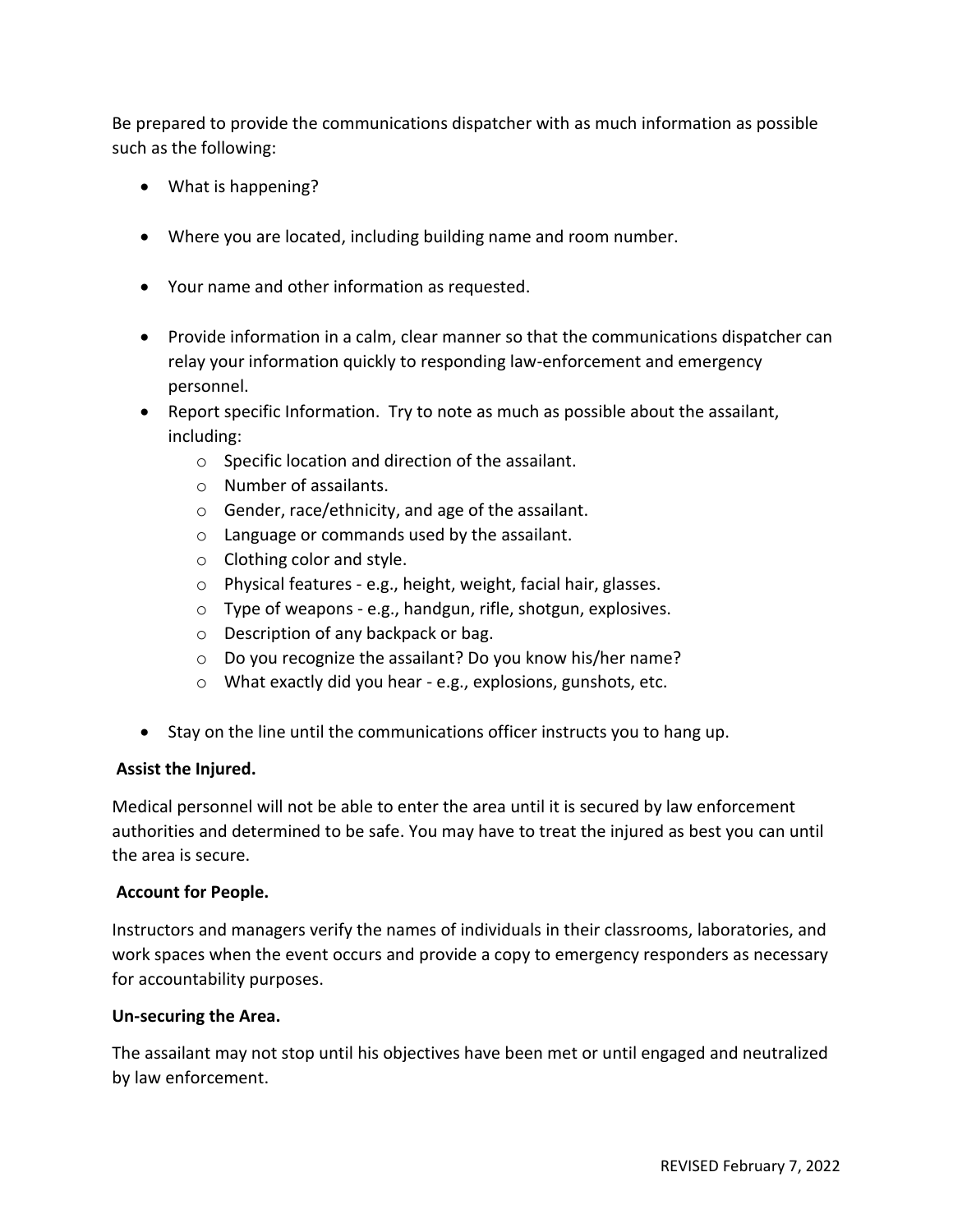Be prepared to provide the communications dispatcher with as much information as possible such as the following:

- What is happening?
- Where you are located, including building name and room number.
- Your name and other information as requested.
- Provide information in a calm, clear manner so that the communications dispatcher can relay your information quickly to responding law-enforcement and emergency personnel.
- Report specific Information. Try to note as much as possible about the assailant, including:
  - Specific location and direction of the assailant.
  - Number of assailants.
  - Gender, race/ethnicity, and age of the assailant.
  - Language or commands used by the assailant.
  - Clothing color and style.
  - Physical features - e.g., height, weight, facial hair, glasses.
  - Type of weapons - e.g., handgun, rifle, shotgun, explosives.
  - Description of any backpack or bag.
  - Do you recognize the assailant? Do you know his/her name?
  - What exactly did you hear - e.g., explosions, gunshots, etc.
- Stay on the line until the communications officer instructs you to hang up.

**Assist the Injured.**

Medical personnel will not be able to enter the area until it is secured by law enforcement authorities and determined to be safe. You may have to treat the injured as best you can until the area is secure.

**Account for People.**

Instructors and managers verify the names of individuals in their classrooms, laboratories, and work spaces when the event occurs and provide a copy to emergency responders as necessary for accountability purposes.

**Un-securing the Area.**

The assailant may not stop until his objectives have been met or until engaged and neutralized by law enforcement.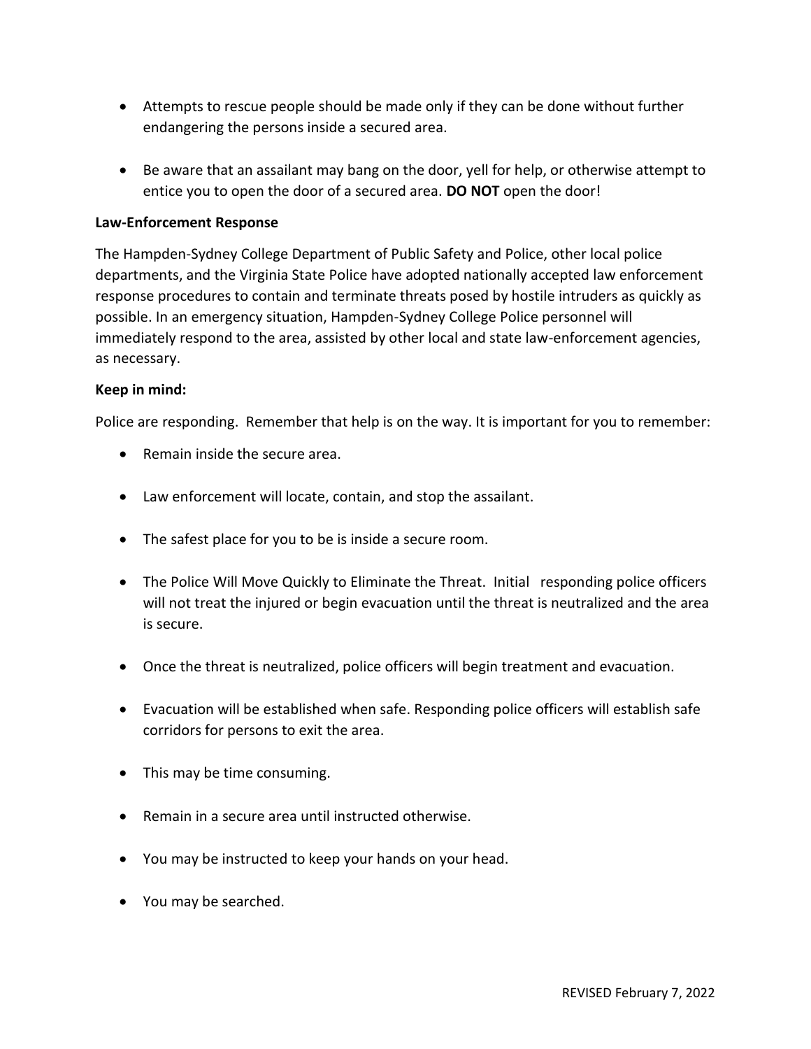- Attempts to rescue people should be made only if they can be done without further endangering the persons inside a secured area.

- Be aware that an assailant may bang on the door, yell for help, or otherwise attempt to entice you to open the door of a secured area. **DO NOT** open the door!

**Law-Enforcement Response**

The Hampden-Sydney College Department of Public Safety and Police, other local police departments, and the Virginia State Police have adopted nationally accepted law enforcement response procedures to contain and terminate threats posed by hostile intruders as quickly as possible. In an emergency situation, Hampden-Sydney College Police personnel will immediately respond to the area, assisted by other local and state law-enforcement agencies, as necessary.

**Keep in mind:**

Police are responding. Remember that help is on the way. It is important for you to remember:

- Remain inside the secure area.

- Law enforcement will locate, contain, and stop the assailant.

- The safest place for you to be is inside a secure room.

- The Police Will Move Quickly to Eliminate the Threat. Initial responding police officers will not treat the injured or begin evacuation until the threat is neutralized and the area is secure.

- Once the threat is neutralized, police officers will begin treatment and evacuation.

- Evacuation will be established when safe. Responding police officers will establish safe corridors for persons to exit the area.

- This may be time consuming.

- Remain in a secure area until instructed otherwise.

- You may be instructed to keep your hands on your head.

- You may be searched.

REVISED February 7, 2022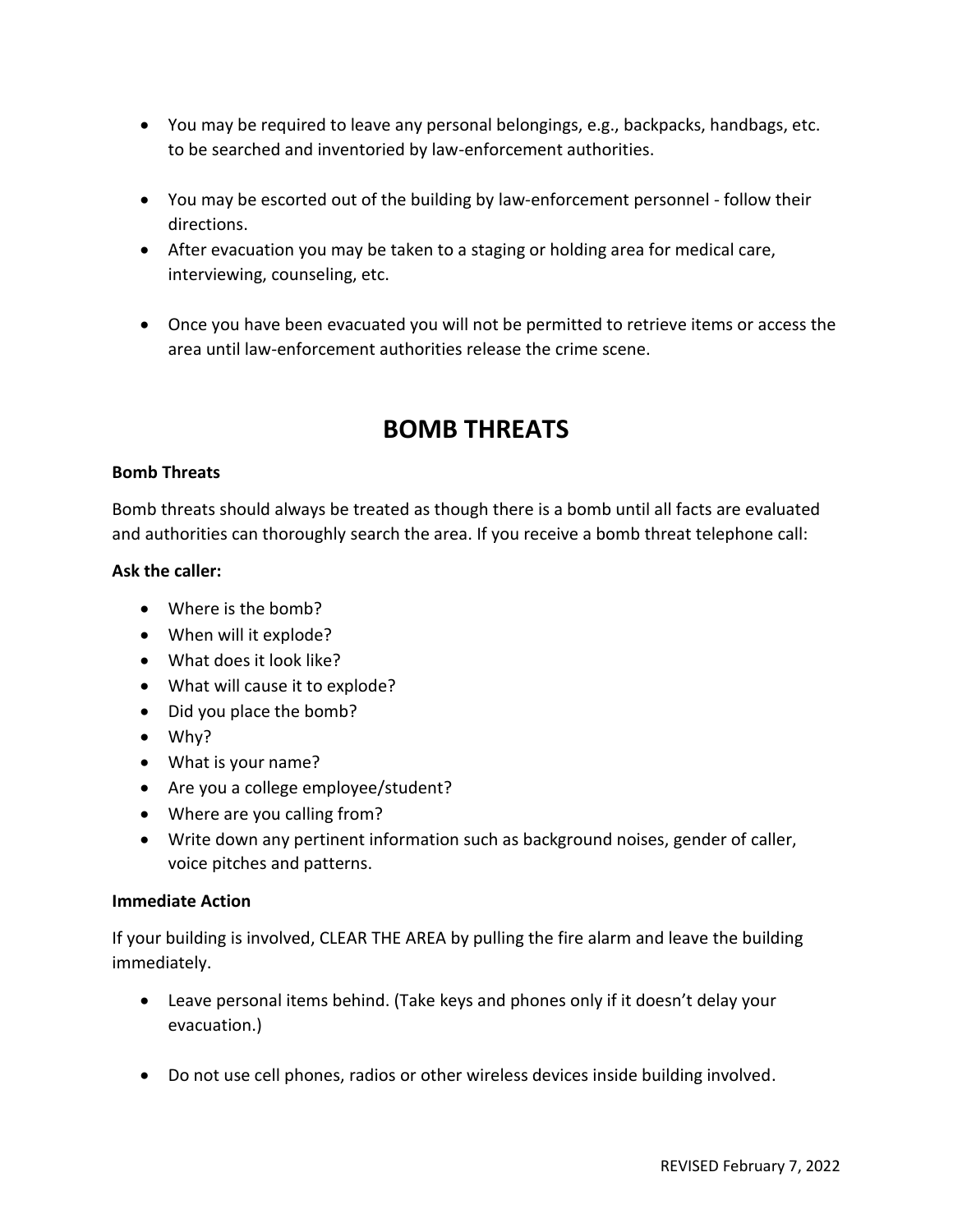- You may be required to leave any personal belongings, e.g., backpacks, handbags, etc. to be searched and inventoried by law-enforcement authorities.

- You may be escorted out of the building by law-enforcement personnel - follow their directions.
- After evacuation you may be taken to a staging or holding area for medical care, interviewing, counseling, etc.

- Once you have been evacuated you will not be permitted to retrieve items or access the area until law-enforcement authorities release the crime scene.

# BOMB THREATS

**Bomb Threats**

Bomb threats should always be treated as though there is a bomb until all facts are evaluated and authorities can thoroughly search the area. If you receive a bomb threat telephone call:

**Ask the caller:**

- Where is the bomb?
- When will it explode?
- What does it look like?
- What will cause it to explode?
- Did you place the bomb?
- Why?
- What is your name?
- Are you a college employee/student?
- Where are you calling from?
- Write down any pertinent information such as background noises, gender of caller, voice pitches and patterns.

**Immediate Action**

If your building is involved, CLEAR THE AREA by pulling the fire alarm and leave the building immediately.

- Leave personal items behind. (Take keys and phones only if it doesn't delay your evacuation.)

- Do not use cell phones, radios or other wireless devices inside building involved.

REVISED February 7, 2022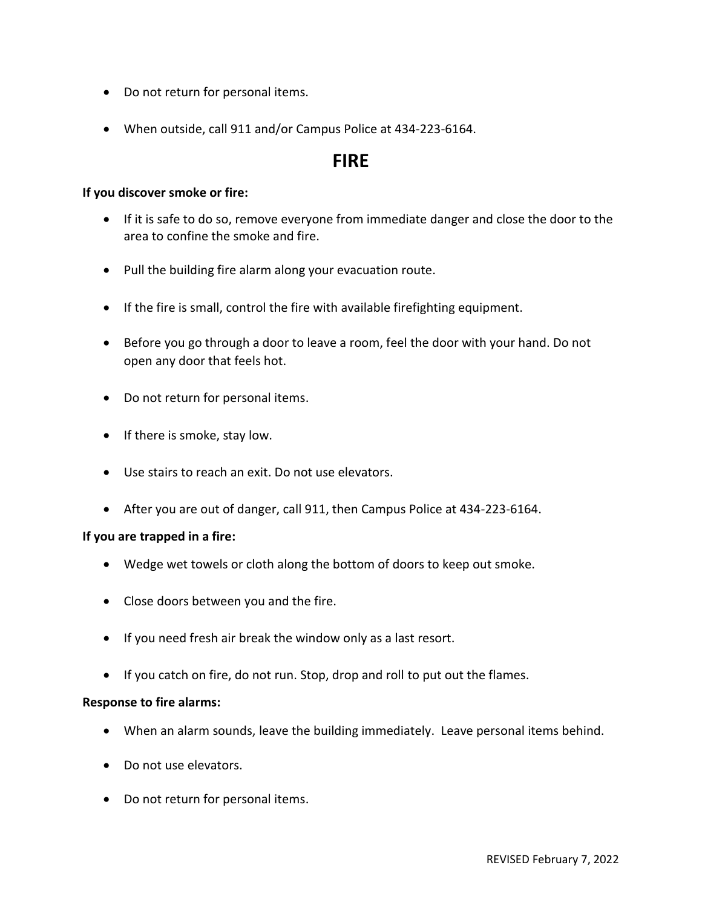- Do not return for personal items.
- When outside, call 911 and/or Campus Police at 434-223-6164.

# FIRE

**If you discover smoke or fire:**

- If it is safe to do so, remove everyone from immediate danger and close the door to the area to confine the smoke and fire.
- Pull the building fire alarm along your evacuation route.
- If the fire is small, control the fire with available firefighting equipment.
- Before you go through a door to leave a room, feel the door with your hand. Do not open any door that feels hot.
- Do not return for personal items.
- If there is smoke, stay low.
- Use stairs to reach an exit. Do not use elevators.
- After you are out of danger, call 911, then Campus Police at 434-223-6164.

**If you are trapped in a fire:**

- Wedge wet towels or cloth along the bottom of doors to keep out smoke.
- Close doors between you and the fire.
- If you need fresh air break the window only as a last resort.
- If you catch on fire, do not run. Stop, drop and roll to put out the flames.

**Response to fire alarms:**

- When an alarm sounds, leave the building immediately. Leave personal items behind.
- Do not use elevators.
- Do not return for personal items.

REVISED February 7, 2022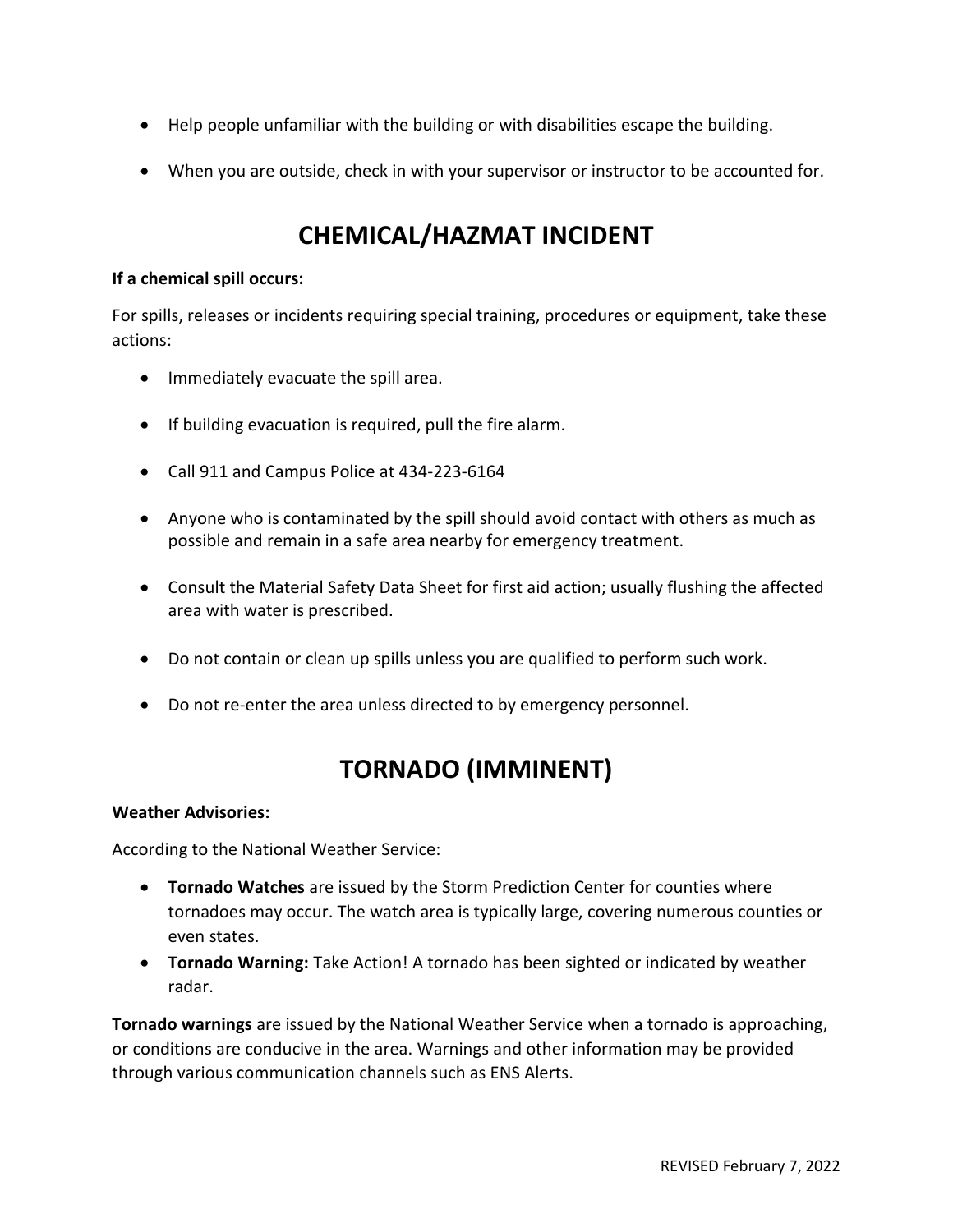- Help people unfamiliar with the building or with disabilities escape the building.
- When you are outside, check in with your supervisor or instructor to be accounted for.

# CHEMICAL/HAZMAT INCIDENT

**If a chemical spill occurs:**

For spills, releases or incidents requiring special training, procedures or equipment, take these actions:

- Immediately evacuate the spill area.
- If building evacuation is required, pull the fire alarm.
- Call 911 and Campus Police at 434-223-6164
- Anyone who is contaminated by the spill should avoid contact with others as much as possible and remain in a safe area nearby for emergency treatment.
- Consult the Material Safety Data Sheet for first aid action; usually flushing the affected area with water is prescribed.
- Do not contain or clean up spills unless you are qualified to perform such work.
- Do not re-enter the area unless directed to by emergency personnel.

# TORNADO (IMMINENT)

**Weather Advisories:**

According to the National Weather Service:

- **Tornado Watches** are issued by the Storm Prediction Center for counties where tornadoes may occur. The watch area is typically large, covering numerous counties or even states.
- **Tornado Warning:** Take Action! A tornado has been sighted or indicated by weather radar.

**Tornado warnings** are issued by the National Weather Service when a tornado is approaching, or conditions are conducive in the area. Warnings and other information may be provided through various communication channels such as ENS Alerts.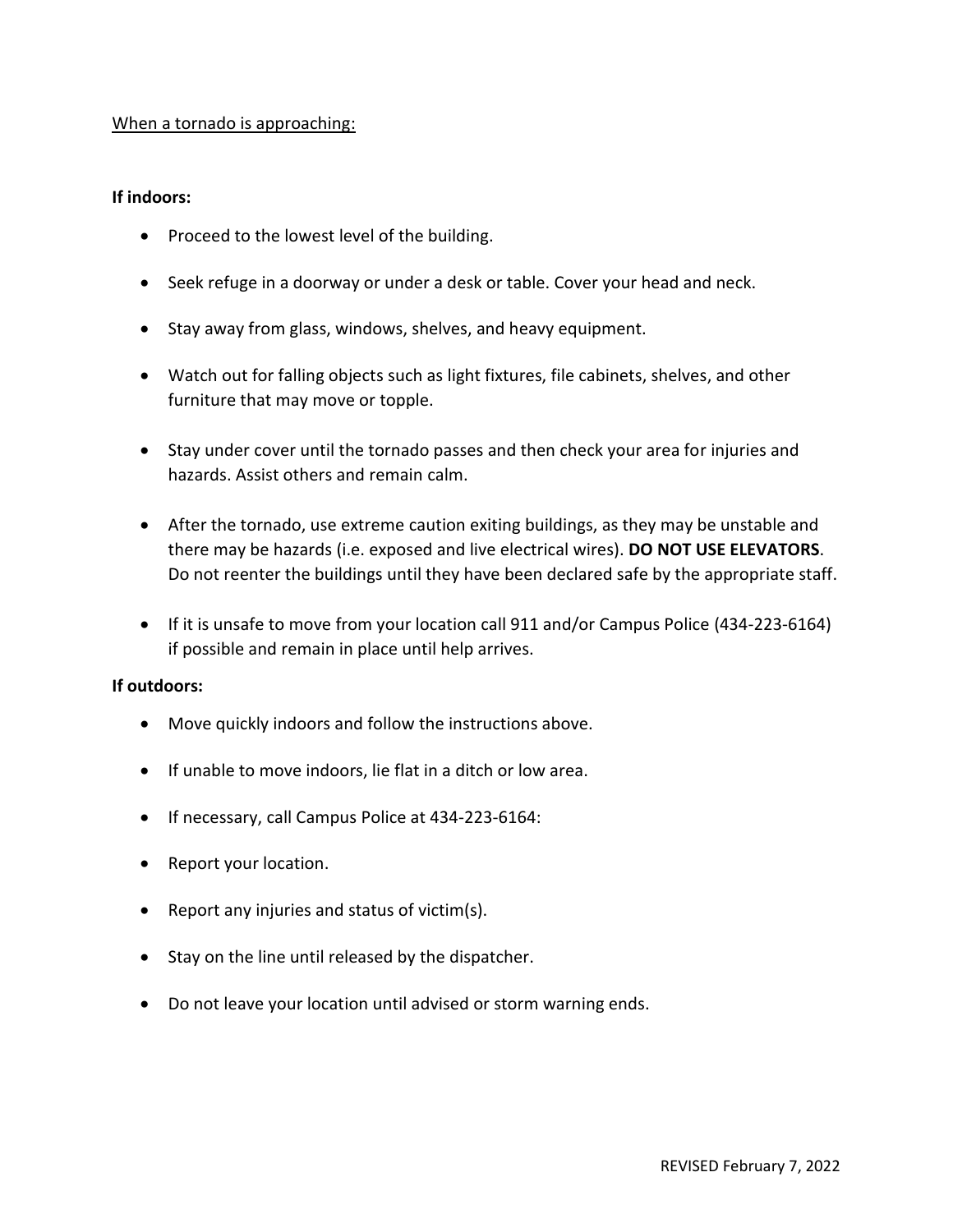When a tornado is approaching:

**If indoors:**

- Proceed to the lowest level of the building.
- Seek refuge in a doorway or under a desk or table. Cover your head and neck.
- Stay away from glass, windows, shelves, and heavy equipment.
- Watch out for falling objects such as light fixtures, file cabinets, shelves, and other furniture that may move or topple.
- Stay under cover until the tornado passes and then check your area for injuries and hazards. Assist others and remain calm.
- After the tornado, use extreme caution exiting buildings, as they may be unstable and there may be hazards (i.e. exposed and live electrical wires). **DO NOT USE ELEVATORS**. Do not reenter the buildings until they have been declared safe by the appropriate staff.
- If it is unsafe to move from your location call 911 and/or Campus Police (434-223-6164) if possible and remain in place until help arrives.

**If outdoors:**

- Move quickly indoors and follow the instructions above.
- If unable to move indoors, lie flat in a ditch or low area.
- If necessary, call Campus Police at 434-223-6164:
- Report your location.
- Report any injuries and status of victim(s).
- Stay on the line until released by the dispatcher.
- Do not leave your location until advised or storm warning ends.

REVISED February 7, 2022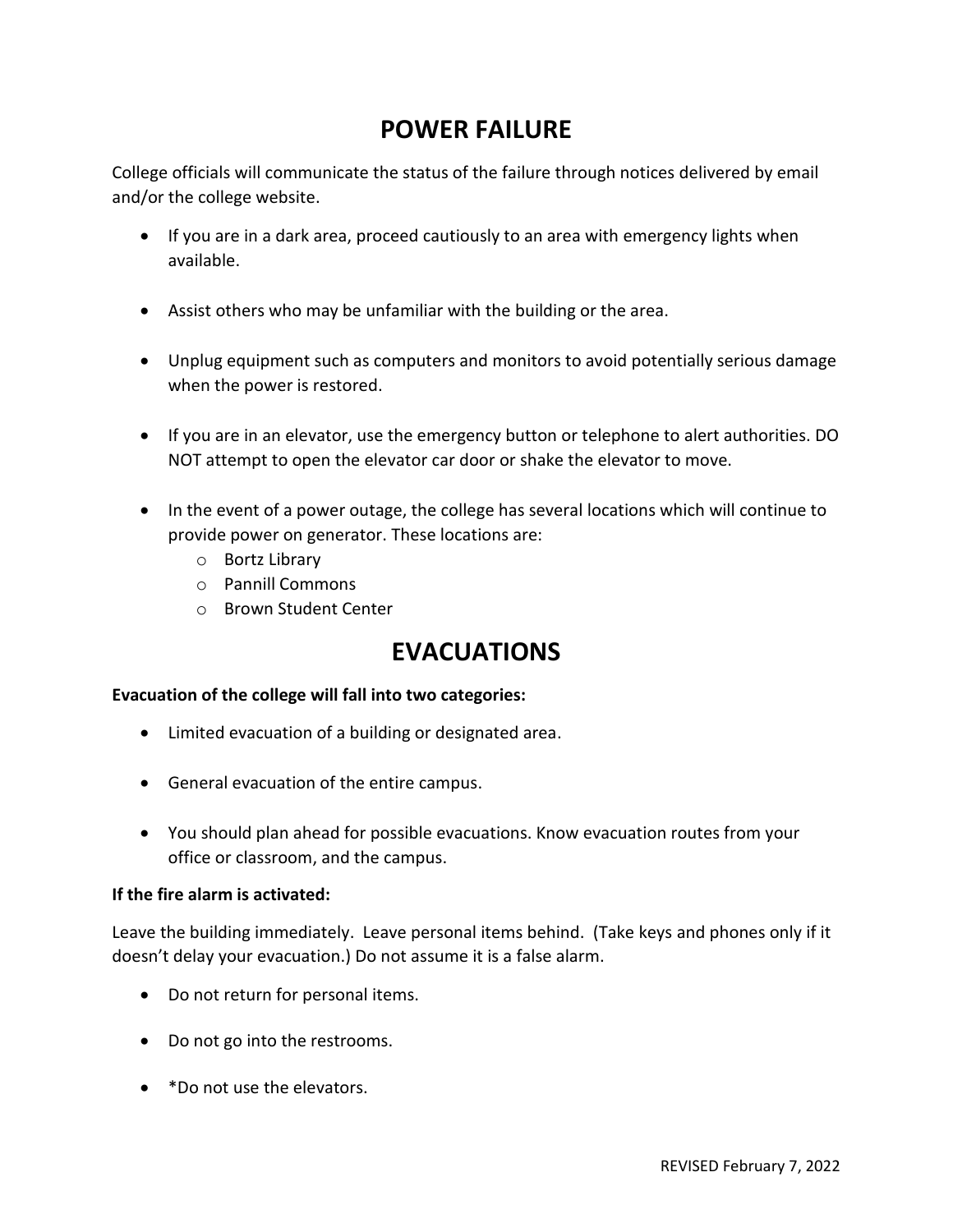# POWER FAILURE

College officials will communicate the status of the failure through notices delivered by email and/or the college website.

- If you are in a dark area, proceed cautiously to an area with emergency lights when available.

- Assist others who may be unfamiliar with the building or the area.

- Unplug equipment such as computers and monitors to avoid potentially serious damage when the power is restored.

- If you are in an elevator, use the emergency button or telephone to alert authorities. DO NOT attempt to open the elevator car door or shake the elevator to move.

- In the event of a power outage, the college has several locations which will continue to provide power on generator. These locations are:
  - Bortz Library
  - Pannill Commons
  - Brown Student Center

# EVACUATIONS

**Evacuation of the college will fall into two categories:**

- Limited evacuation of a building or designated area.

- General evacuation of the entire campus.

- You should plan ahead for possible evacuations. Know evacuation routes from your office or classroom, and the campus.

**If the fire alarm is activated:**

Leave the building immediately. Leave personal items behind. (Take keys and phones only if it doesn't delay your evacuation.) Do not assume it is a false alarm.

- Do not return for personal items.

- Do not go into the restrooms.

- *Do not use the elevators.

REVISED February 7, 2022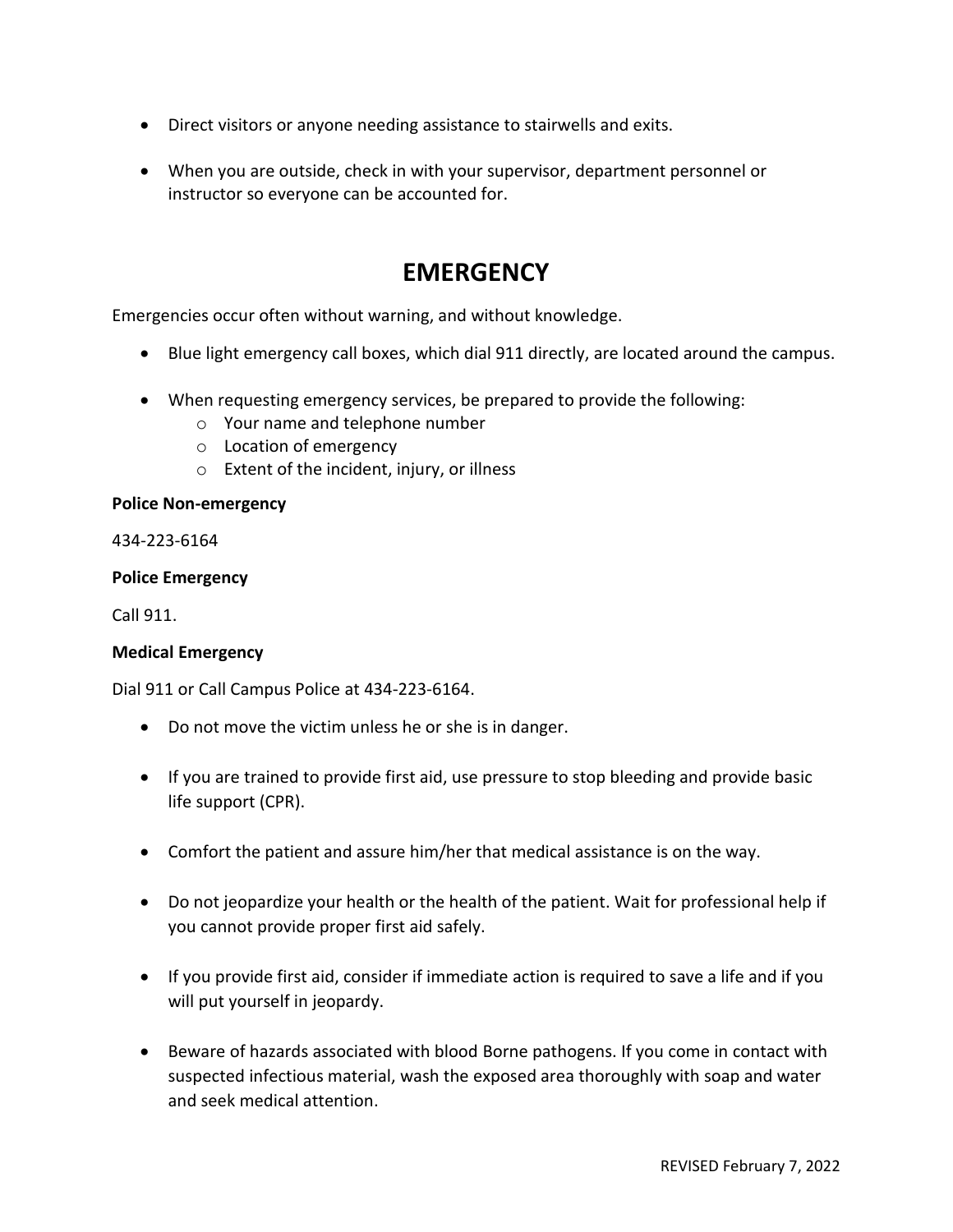- Direct visitors or anyone needing assistance to stairwells and exits.

- When you are outside, check in with your supervisor, department personnel or instructor so everyone can be accounted for.

# EMERGENCY

Emergencies occur often without warning, and without knowledge.

- Blue light emergency call boxes, which dial 911 directly, are located around the campus.

- When requesting emergency services, be prepared to provide the following:
  - Your name and telephone number
  - Location of emergency
  - Extent of the incident, injury, or illness

**Police Non-emergency**

434-223-6164

**Police Emergency**

Call 911.

**Medical Emergency**

Dial 911 or Call Campus Police at 434-223-6164.

- Do not move the victim unless he or she is in danger.

- If you are trained to provide first aid, use pressure to stop bleeding and provide basic life support (CPR).

- Comfort the patient and assure him/her that medical assistance is on the way.

- Do not jeopardize your health or the health of the patient. Wait for professional help if you cannot provide proper first aid safely.

- If you provide first aid, consider if immediate action is required to save a life and if you will put yourself in jeopardy.

- Beware of hazards associated with blood Borne pathogens. If you come in contact with suspected infectious material, wash the exposed area thoroughly with soap and water and seek medical attention.

REVISED February 7, 2022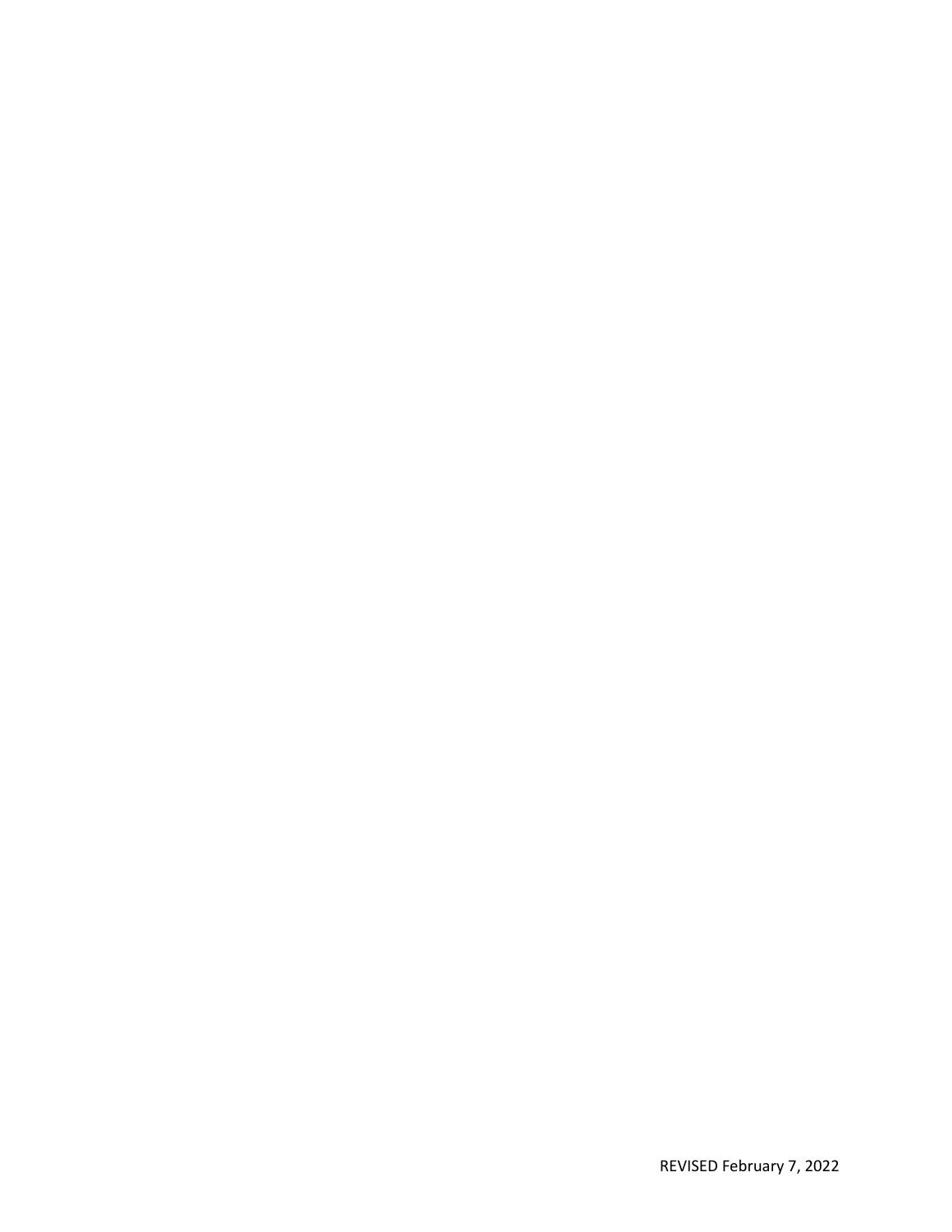REVISED February 7, 2022